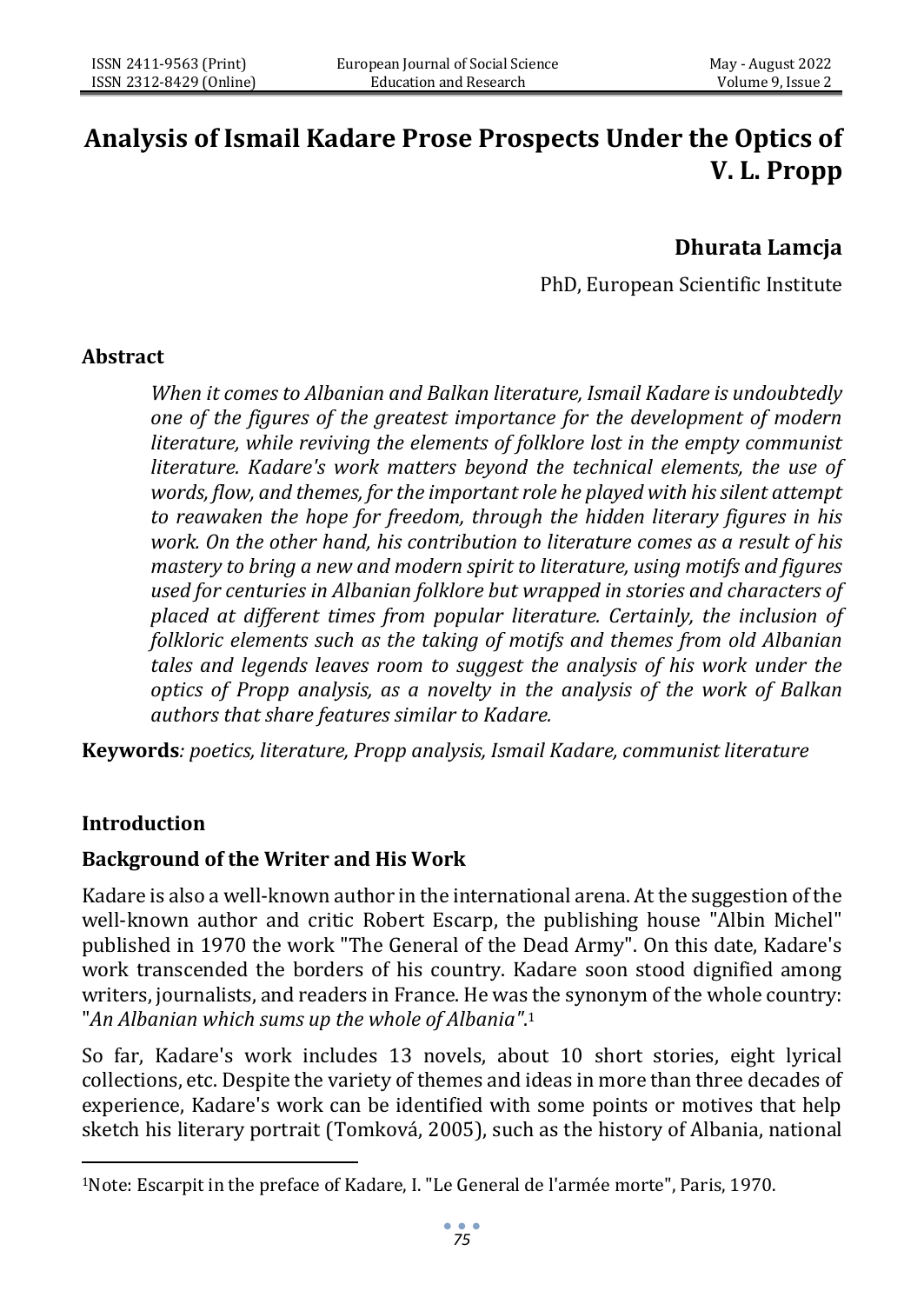# Analysis of Ismail Kadare Prose Prospects Under the Optics of V. L. Propp

**Dhurata Lamcja**

PhD, European Scientific Institute

## Abstract

*When it comes to Albanian and Balkan literature, Ismail Kadare is undoubtedly one of the figures of the greatest importance for the development of modern literature, while reviving the elements of folklore lost in the empty communist literature. Kadare's work matters beyond the technical elements, the use of words, flow, and themes, for the important role he played with his silent attempt to reawaken the hope for freedom, through the hidden literary figures in his work. On the other hand, his contribution to literature comes as a result of his mastery to bring a new and modern spirit to literature, using motifs and figures used for centuries in Albanian folklore but wrapped in stories and characters of placed at different times from popular literature. Certainly, the inclusion of folkloric elements such as the taking of motifs and themes from old Albanian tales and legends leaves room to suggest the analysis of his work under the optics of Propp analysis, as a novelty in the analysis of the work of Balkan authors that share features similar to Kadare.*

**Keywords***: poetics, literature, Propp analysis, Ismail Kadare, communist literature*

## Introduction

### Background of the Writer and His Work

Kadare is also a well-known author in the international arena. At the suggestion of the well-known author and critic Robert Escarp, the publishing house "Albin Michel" published in 1970 the work "The General of the Dead Army". On this date, Kadare's work transcended the borders of his country. Kadare soon stood dignified among writers, journalists, and readers in France. He was the synonym of the whole country: "*An Albanian which sums up the whole of Albania"*.[1]

So far, Kadare's work includes 13 novels, about 10 short stories, eight lyrical collections, etc. Despite the variety of themes and ideas in more than three decades of experience, Kadare's work can be identified with some points or motives that help sketch his literary portrait (Tomková, 2005), such as the history of Albania, national

[1]Note: Escarpit in the preface of Kadare, I. "Le General de l'armée morte", Paris, 1970.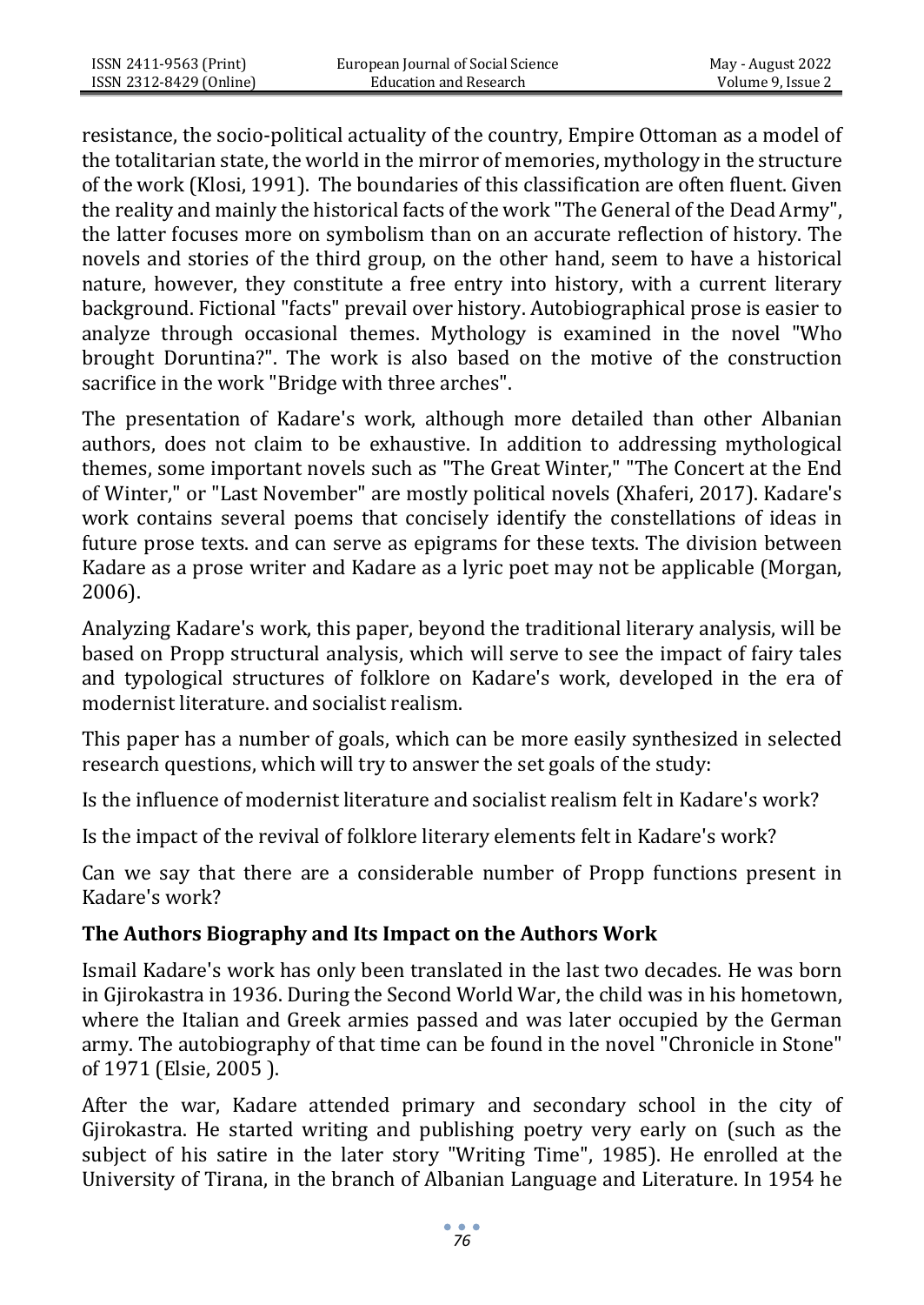resistance, the socio-political actuality of the country, Empire Ottoman as a model of the totalitarian state, the world in the mirror of memories, mythology in the structure of the work (Klosi, 1991). The boundaries of this classification are often fluent. Given the reality and mainly the historical facts of the work "The General of the Dead Army", the latter focuses more on symbolism than on an accurate reflection of history. The novels and stories of the third group, on the other hand, seem to have a historical nature, however, they constitute a free entry into history, with a current literary background. Fictional "facts" prevail over history. Autobiographical prose is easier to analyze through occasional themes. Mythology is examined in the novel "Who brought Doruntina?". The work is also based on the motive of the construction sacrifice in the work "Bridge with three arches".

The presentation of Kadare's work, although more detailed than other Albanian authors, does not claim to be exhaustive. In addition to addressing mythological themes, some important novels such as "The Great Winter," "The Concert at the End of Winter," or "Last November" are mostly political novels (Xhaferi, 2017). Kadare's work contains several poems that concisely identify the constellations of ideas in future prose texts. and can serve as epigrams for these texts. The division between Kadare as a prose writer and Kadare as a lyric poet may not be applicable (Morgan, 2006).

Analyzing Kadare's work, this paper, beyond the traditional literary analysis, will be based on Propp structural analysis, which will serve to see the impact of fairy tales and typological structures of folklore on Kadare's work, developed in the era of modernist literature. and socialist realism.

This paper has a number of goals, which can be more easily synthesized in selected research questions, which will try to answer the set goals of the study:

Is the influence of modernist literature and socialist realism felt in Kadare's work?

Is the impact of the revival of folklore literary elements felt in Kadare's work?

Can we say that there are a considerable number of Propp functions present in Kadare's work?

## The Authors Biography and Its Impact on the Authors Work

Ismail Kadare's work has only been translated in the last two decades. He was born in Gjirokastra in 1936. During the Second World War, the child was in his hometown, where the Italian and Greek armies passed and was later occupied by the German army. The autobiography of that time can be found in the novel "Chronicle in Stone" of 1971 (Elsie, 2005 ).

After the war, Kadare attended primary and secondary school in the city of Gjirokastra. He started writing and publishing poetry very early on (such as the subject of his satire in the later story "Writing Time", 1985). He enrolled at the University of Tirana, in the branch of Albanian Language and Literature. In 1954 he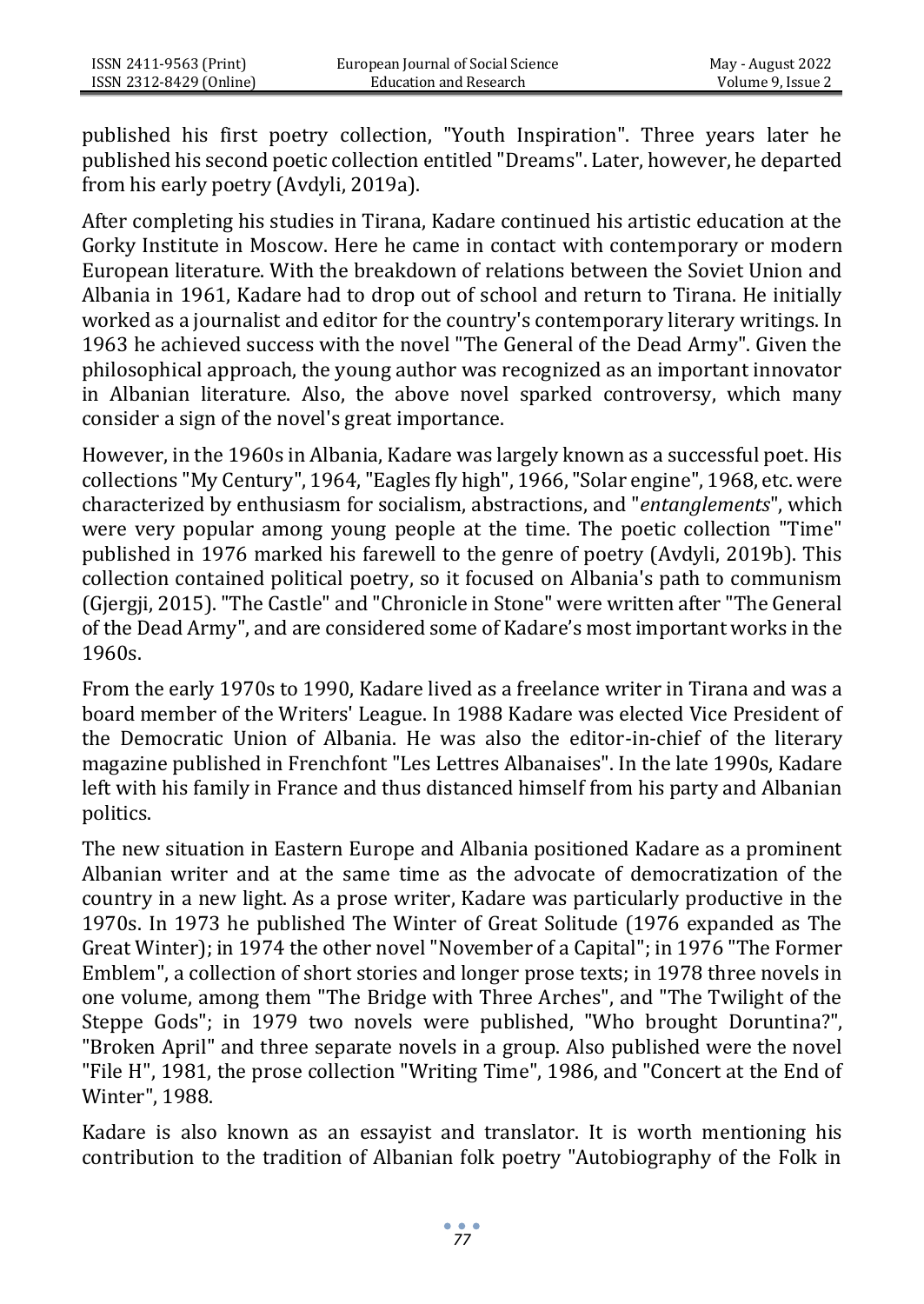published his first poetry collection, "Youth Inspiration". Three years later he published his second poetic collection entitled "Dreams". Later, however, he departed from his early poetry (Avdyli, 2019a).

After completing his studies in Tirana, Kadare continued his artistic education at the Gorky Institute in Moscow. Here he came in contact with contemporary or modern European literature. With the breakdown of relations between the Soviet Union and Albania in 1961, Kadare had to drop out of school and return to Tirana. He initially worked as a journalist and editor for the country's contemporary literary writings. In 1963 he achieved success with the novel "The General of the Dead Army". Given the philosophical approach, the young author was recognized as an important innovator in Albanian literature. Also, the above novel sparked controversy, which many consider a sign of the novel's great importance.

However, in the 1960s in Albania, Kadare was largely known as a successful poet. His collections "My Century", 1964, "Eagles fly high", 1966, "Solar engine", 1968, etc. were characterized by enthusiasm for socialism, abstractions, and "*entanglements*", which were very popular among young people at the time. The poetic collection "Time" published in 1976 marked his farewell to the genre of poetry (Avdyli, 2019b). This collection contained political poetry, so it focused on Albania's path to communism (Gjergji, 2015). "The Castle" and "Chronicle in Stone" were written after "The General of the Dead Army", and are considered some of Kadare's most important works in the 1960s.

From the early 1970s to 1990, Kadare lived as a freelance writer in Tirana and was a board member of the Writers' League. In 1988 Kadare was elected Vice President of the Democratic Union of Albania. He was also the editor-in-chief of the literary magazine published in Frenchfont "Les Lettres Albanaises". In the late 1990s, Kadare left with his family in France and thus distanced himself from his party and Albanian politics.

The new situation in Eastern Europe and Albania positioned Kadare as a prominent Albanian writer and at the same time as the advocate of democratization of the country in a new light. As a prose writer, Kadare was particularly productive in the 1970s. In 1973 he published The Winter of Great Solitude (1976 expanded as The Great Winter); in 1974 the other novel "November of a Capital"; in 1976 "The Former Emblem", a collection of short stories and longer prose texts; in 1978 three novels in one volume, among them "The Bridge with Three Arches", and "The Twilight of the Steppe Gods"; in 1979 two novels were published, "Who brought Doruntina?", "Broken April" and three separate novels in a group. Also published were the novel "File H", 1981, the prose collection "Writing Time", 1986, and "Concert at the End of Winter", 1988.

Kadare is also known as an essayist and translator. It is worth mentioning his contribution to the tradition of Albanian folk poetry "Autobiography of the Folk in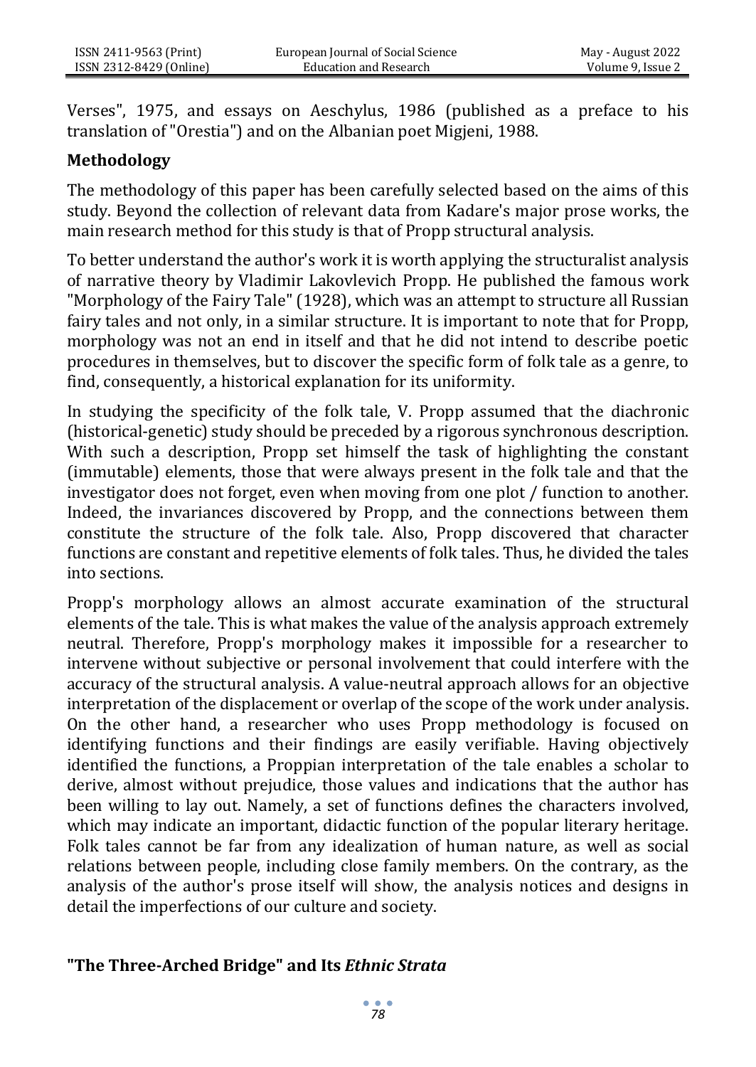Verses", 1975, and essays on Aeschylus, 1986 (published as a preface to his translation of "Orestia") and on the Albanian poet Migjeni, 1988.

## Methodology

The methodology of this paper has been carefully selected based on the aims of this study. Beyond the collection of relevant data from Kadare's major prose works, the main research method for this study is that of Propp structural analysis.

To better understand the author's work it is worth applying the structuralist analysis of narrative theory by Vladimir Lakovlevich Propp. He published the famous work "Morphology of the Fairy Tale" (1928), which was an attempt to structure all Russian fairy tales and not only, in a similar structure. It is important to note that for Propp, morphology was not an end in itself and that he did not intend to describe poetic procedures in themselves, but to discover the specific form of folk tale as a genre, to find, consequently, a historical explanation for its uniformity.

In studying the specificity of the folk tale, V. Propp assumed that the diachronic (historical-genetic) study should be preceded by a rigorous synchronous description. With such a description, Propp set himself the task of highlighting the constant (immutable) elements, those that were always present in the folk tale and that the investigator does not forget, even when moving from one plot / function to another. Indeed, the invariances discovered by Propp, and the connections between them constitute the structure of the folk tale. Also, Propp discovered that character functions are constant and repetitive elements of folk tales. Thus, he divided the tales into sections.

Propp's morphology allows an almost accurate examination of the structural elements of the tale. This is what makes the value of the analysis approach extremely neutral. Therefore, Propp's morphology makes it impossible for a researcher to intervene without subjective or personal involvement that could interfere with the accuracy of the structural analysis. A value-neutral approach allows for an objective interpretation of the displacement or overlap of the scope of the work under analysis. On the other hand, a researcher who uses Propp methodology is focused on identifying functions and their findings are easily verifiable. Having objectively identified the functions, a Proppian interpretation of the tale enables a scholar to derive, almost without prejudice, those values and indications that the author has been willing to lay out. Namely, a set of functions defines the characters involved, which may indicate an important, didactic function of the popular literary heritage. Folk tales cannot be far from any idealization of human nature, as well as social relations between people, including close family members. On the contrary, as the analysis of the author's prose itself will show, the analysis notices and designs in detail the imperfections of our culture and society.

## "The Three-Arched Bridge" and Its *Ethnic Strata*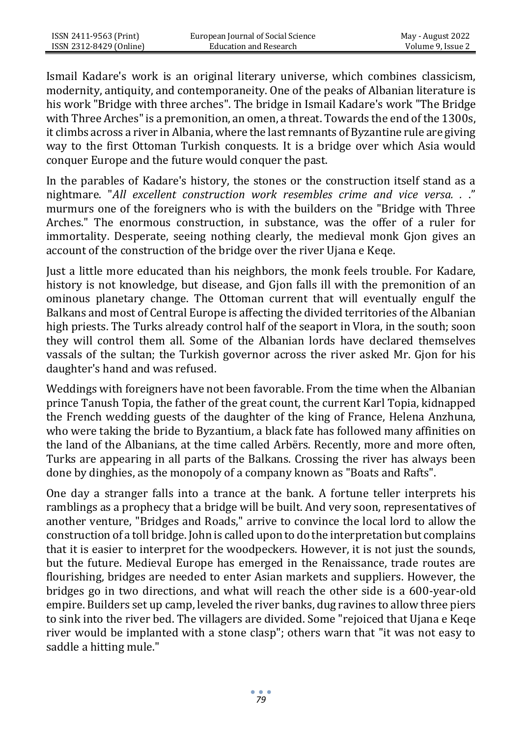Ismail Kadare's work is an original literary universe, which combines classicism, modernity, antiquity, and contemporaneity. One of the peaks of Albanian literature is his work "Bridge with three arches". The bridge in Ismail Kadare's work "The Bridge with Three Arches" is a premonition, an omen, a threat. Towards the end of the 1300s, it climbs across a river in Albania, where the last remnants of Byzantine rule are giving way to the first Ottoman Turkish conquests. It is a bridge over which Asia would conquer Europe and the future would conquer the past.

In the parables of Kadare's history, the stones or the construction itself stand as a nightmare. "*All excellent construction work resembles crime and vice versa. . .*" murmurs one of the foreigners who is with the builders on the "Bridge with Three Arches." The enormous construction, in substance, was the offer of a ruler for immortality. Desperate, seeing nothing clearly, the medieval monk Gjon gives an account of the construction of the bridge over the river Ujana e Keqe.

Just a little more educated than his neighbors, the monk feels trouble. For Kadare, history is not knowledge, but disease, and Gjon falls ill with the premonition of an ominous planetary change. The Ottoman current that will eventually engulf the Balkans and most of Central Europe is affecting the divided territories of the Albanian high priests. The Turks already control half of the seaport in Vlora, in the south; soon they will control them all. Some of the Albanian lords have declared themselves vassals of the sultan; the Turkish governor across the river asked Mr. Gjon for his daughter's hand and was refused.

Weddings with foreigners have not been favorable. From the time when the Albanian prince Tanush Topia, the father of the great count, the current Karl Topia, kidnapped the French wedding guests of the daughter of the king of France, Helena Anzhuna, who were taking the bride to Byzantium, a black fate has followed many affinities on the land of the Albanians, at the time called Arbërs. Recently, more and more often, Turks are appearing in all parts of the Balkans. Crossing the river has always been done by dinghies, as the monopoly of a company known as "Boats and Rafts".

One day a stranger falls into a trance at the bank. A fortune teller interprets his ramblings as a prophecy that a bridge will be built. And very soon, representatives of another venture, "Bridges and Roads," arrive to convince the local lord to allow the construction of a toll bridge. John is called upon to do the interpretation but complains that it is easier to interpret for the woodpeckers. However, it is not just the sounds, but the future. Medieval Europe has emerged in the Renaissance, trade routes are flourishing, bridges are needed to enter Asian markets and suppliers. However, the bridges go in two directions, and what will reach the other side is a 600-year-old empire. Builders set up camp, leveled the river banks, dug ravines to allow three piers to sink into the river bed. The villagers are divided. Some "rejoiced that Ujana e Keqe river would be implanted with a stone clasp"; others warn that "it was not easy to saddle a hitting mule."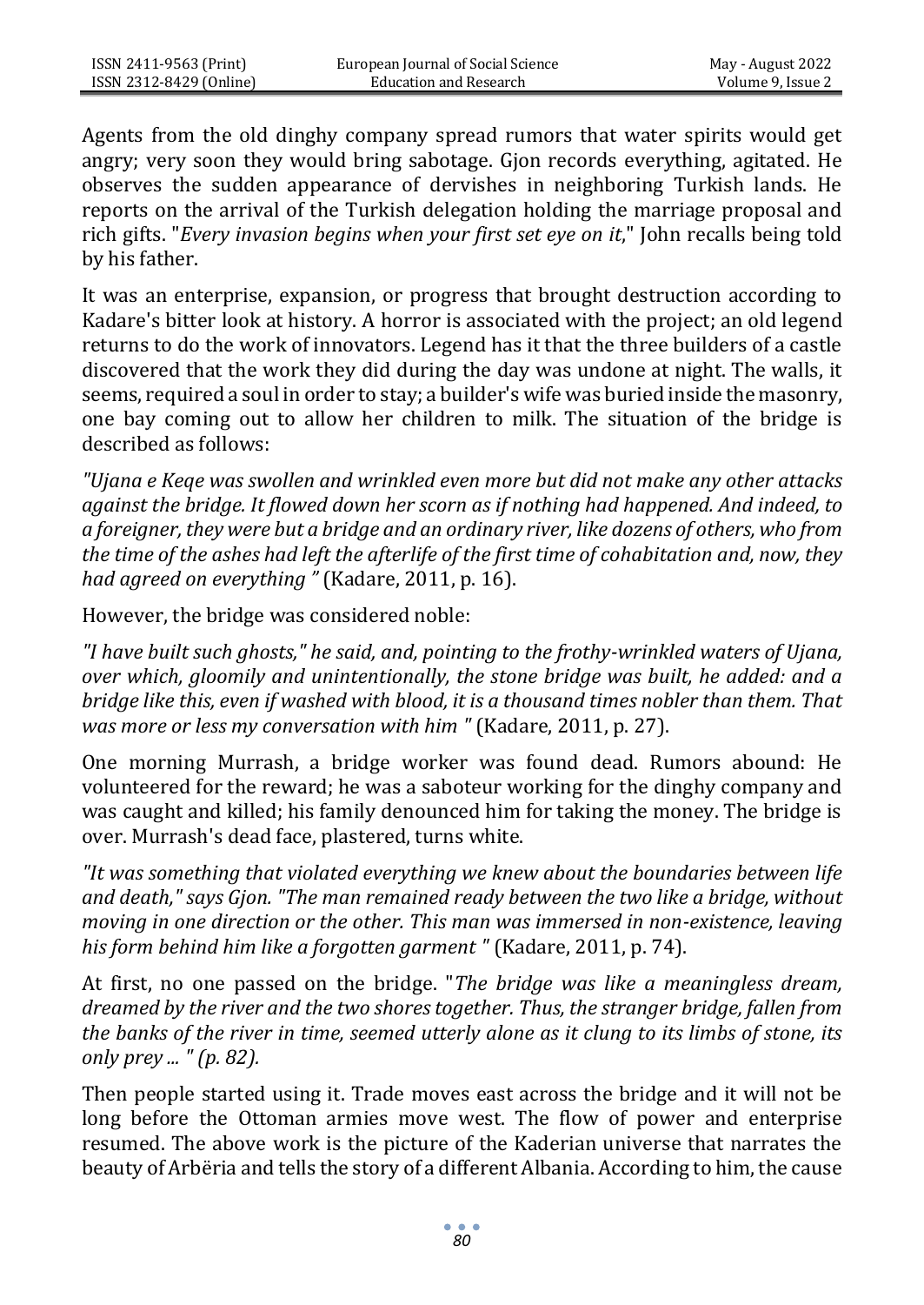Agents from the old dinghy company spread rumors that water spirits would get angry; very soon they would bring sabotage. Gjon records everything, agitated. He observes the sudden appearance of dervishes in neighboring Turkish lands. He reports on the arrival of the Turkish delegation holding the marriage proposal and rich gifts. "*Every invasion begins when your first set eye on it*," John recalls being told by his father.

It was an enterprise, expansion, or progress that brought destruction according to Kadare's bitter look at history. A horror is associated with the project; an old legend returns to do the work of innovators. Legend has it that the three builders of a castle discovered that the work they did during the day was undone at night. The walls, it seems, required a soul in order to stay; a builder's wife was buried inside the masonry, one bay coming out to allow her children to milk. The situation of the bridge is described as follows:

*"Ujana e Keqe was swollen and wrinkled even more but did not make any other attacks against the bridge. It flowed down her scorn as if nothing had happened. And indeed, to a foreigner, they were but a bridge and an ordinary river, like dozens of others, who from the time of the ashes had left the afterlife of the first time of cohabitation and, now, they had agreed on everything "* (Kadare, 2011, p. 16).

However, the bridge was considered noble:

*"I have built such ghosts," he said, and, pointing to the frothy-wrinkled waters of Ujana, over which, gloomily and unintentionally, the stone bridge was built, he added: and a bridge like this, even if washed with blood, it is a thousand times nobler than them. That was more or less my conversation with him "* (Kadare, 2011, p. 27).

One morning Murrash, a bridge worker was found dead. Rumors abound: He volunteered for the reward; he was a saboteur working for the dinghy company and was caught and killed; his family denounced him for taking the money. The bridge is over. Murrash's dead face, plastered, turns white.

*"It was something that violated everything we knew about the boundaries between life and death," says Gjon. "The man remained ready between the two like a bridge, without moving in one direction or the other. This man was immersed in non-existence, leaving his form behind him like a forgotten garment "* (Kadare, 2011, p. 74).

At first, no one passed on the bridge. "*The bridge was like a meaningless dream, dreamed by the river and the two shores together. Thus, the stranger bridge, fallen from the banks of the river in time, seemed utterly alone as it clung to its limbs of stone, its only prey ... " (p. 82).*

Then people started using it. Trade moves east across the bridge and it will not be long before the Ottoman armies move west. The flow of power and enterprise resumed. The above work is the picture of the Kaderian universe that narrates the beauty of Arbëria and tells the story of a different Albania. According to him, the cause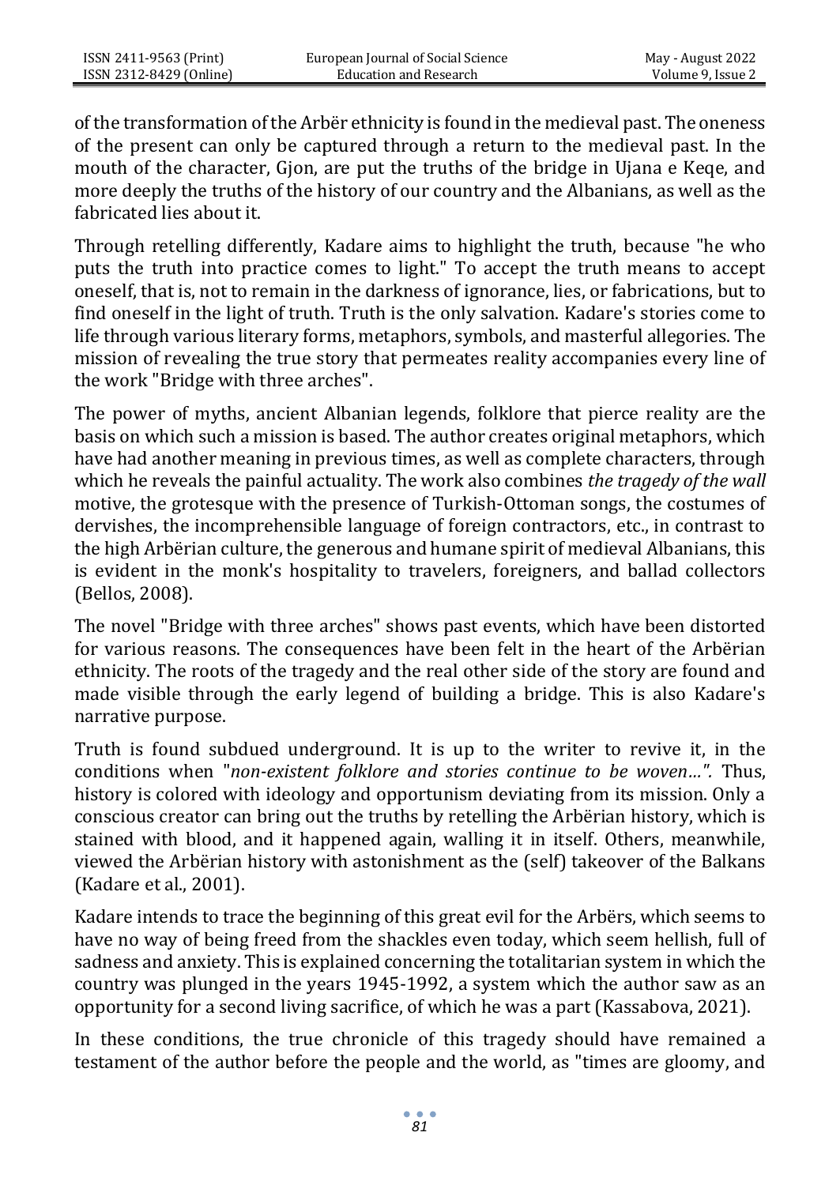of the transformation of the Arbër ethnicity is found in the medieval past. The oneness of the present can only be captured through a return to the medieval past. In the mouth of the character, Gjon, are put the truths of the bridge in Ujana e Keqe, and more deeply the truths of the history of our country and the Albanians, as well as the fabricated lies about it.

Through retelling differently, Kadare aims to highlight the truth, because "he who puts the truth into practice comes to light." To accept the truth means to accept oneself, that is, not to remain in the darkness of ignorance, lies, or fabrications, but to find oneself in the light of truth. Truth is the only salvation. Kadare's stories come to life through various literary forms, metaphors, symbols, and masterful allegories. The mission of revealing the true story that permeates reality accompanies every line of the work "Bridge with three arches".

The power of myths, ancient Albanian legends, folklore that pierce reality are the basis on which such a mission is based. The author creates original metaphors, which have had another meaning in previous times, as well as complete characters, through which he reveals the painful actuality. The work also combines *the tragedy of the wall* motive, the grotesque with the presence of Turkish-Ottoman songs, the costumes of dervishes, the incomprehensible language of foreign contractors, etc., in contrast to the high Arbërian culture, the generous and humane spirit of medieval Albanians, this is evident in the monk's hospitality to travelers, foreigners, and ballad collectors (Bellos, 2008).

The novel "Bridge with three arches" shows past events, which have been distorted for various reasons. The consequences have been felt in the heart of the Arbërian ethnicity. The roots of the tragedy and the real other side of the story are found and made visible through the early legend of building a bridge. This is also Kadare's narrative purpose.

Truth is found subdued underground. It is up to the writer to revive it, in the conditions when "*non-existent folklore and stories continue to be woven…".* Thus, history is colored with ideology and opportunism deviating from its mission. Only a conscious creator can bring out the truths by retelling the Arbërian history, which is stained with blood, and it happened again, walling it in itself. Others, meanwhile, viewed the Arbërian history with astonishment as the (self) takeover of the Balkans (Kadare et al., 2001).

Kadare intends to trace the beginning of this great evil for the Arbërs, which seems to have no way of being freed from the shackles even today, which seem hellish, full of sadness and anxiety. This is explained concerning the totalitarian system in which the country was plunged in the years 1945-1992, a system which the author saw as an opportunity for a second living sacrifice, of which he was a part (Kassabova, 2021).

In these conditions, the true chronicle of this tragedy should have remained a testament of the author before the people and the world, as "times are gloomy, and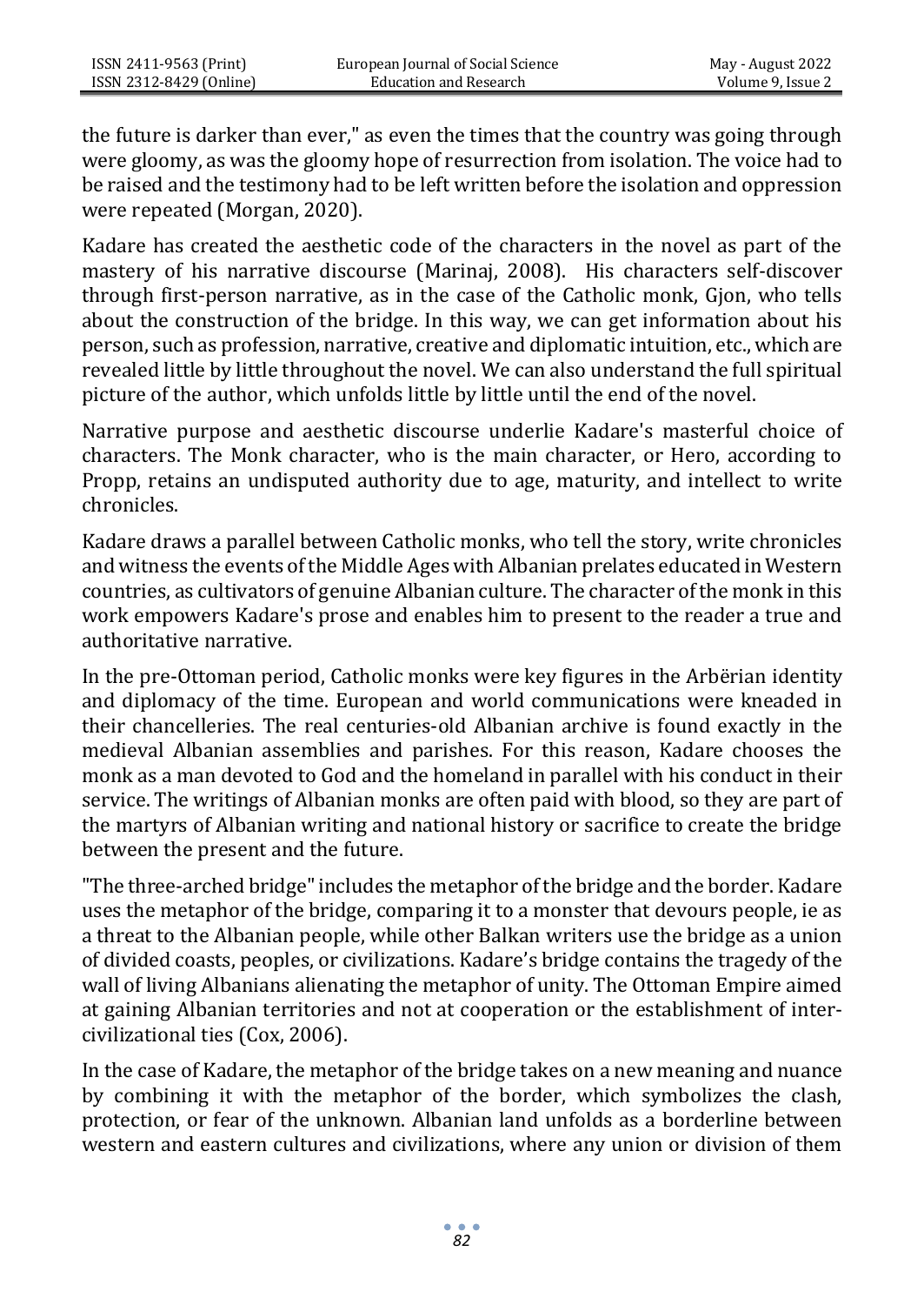the future is darker than ever," as even the times that the country was going through were gloomy, as was the gloomy hope of resurrection from isolation. The voice had to be raised and the testimony had to be left written before the isolation and oppression were repeated (Morgan, 2020).

Kadare has created the aesthetic code of the characters in the novel as part of the mastery of his narrative discourse (Marinaj, 2008). His characters self-discover through first-person narrative, as in the case of the Catholic monk, Gjon, who tells about the construction of the bridge. In this way, we can get information about his person, such as profession, narrative, creative and diplomatic intuition, etc., which are revealed little by little throughout the novel. We can also understand the full spiritual picture of the author, which unfolds little by little until the end of the novel.

Narrative purpose and aesthetic discourse underlie Kadare's masterful choice of characters. The Monk character, who is the main character, or Hero, according to Propp, retains an undisputed authority due to age, maturity, and intellect to write chronicles.

Kadare draws a parallel between Catholic monks, who tell the story, write chronicles and witness the events of the Middle Ages with Albanian prelates educated in Western countries, as cultivators of genuine Albanian culture. The character of the monk in this work empowers Kadare's prose and enables him to present to the reader a true and authoritative narrative.

In the pre-Ottoman period, Catholic monks were key figures in the Arbërian identity and diplomacy of the time. European and world communications were kneaded in their chancelleries. The real centuries-old Albanian archive is found exactly in the medieval Albanian assemblies and parishes. For this reason, Kadare chooses the monk as a man devoted to God and the homeland in parallel with his conduct in their service. The writings of Albanian monks are often paid with blood, so they are part of the martyrs of Albanian writing and national history or sacrifice to create the bridge between the present and the future.

"The three-arched bridge" includes the metaphor of the bridge and the border. Kadare uses the metaphor of the bridge, comparing it to a monster that devours people, ie as a threat to the Albanian people, while other Balkan writers use the bridge as a union of divided coasts, peoples, or civilizations. Kadare's bridge contains the tragedy of the wall of living Albanians alienating the metaphor of unity. The Ottoman Empire aimed at gaining Albanian territories and not at cooperation or the establishment of inter-civilizational ties (Cox, 2006).

In the case of Kadare, the metaphor of the bridge takes on a new meaning and nuance by combining it with the metaphor of the border, which symbolizes the clash, protection, or fear of the unknown. Albanian land unfolds as a borderline between western and eastern cultures and civilizations, where any union or division of them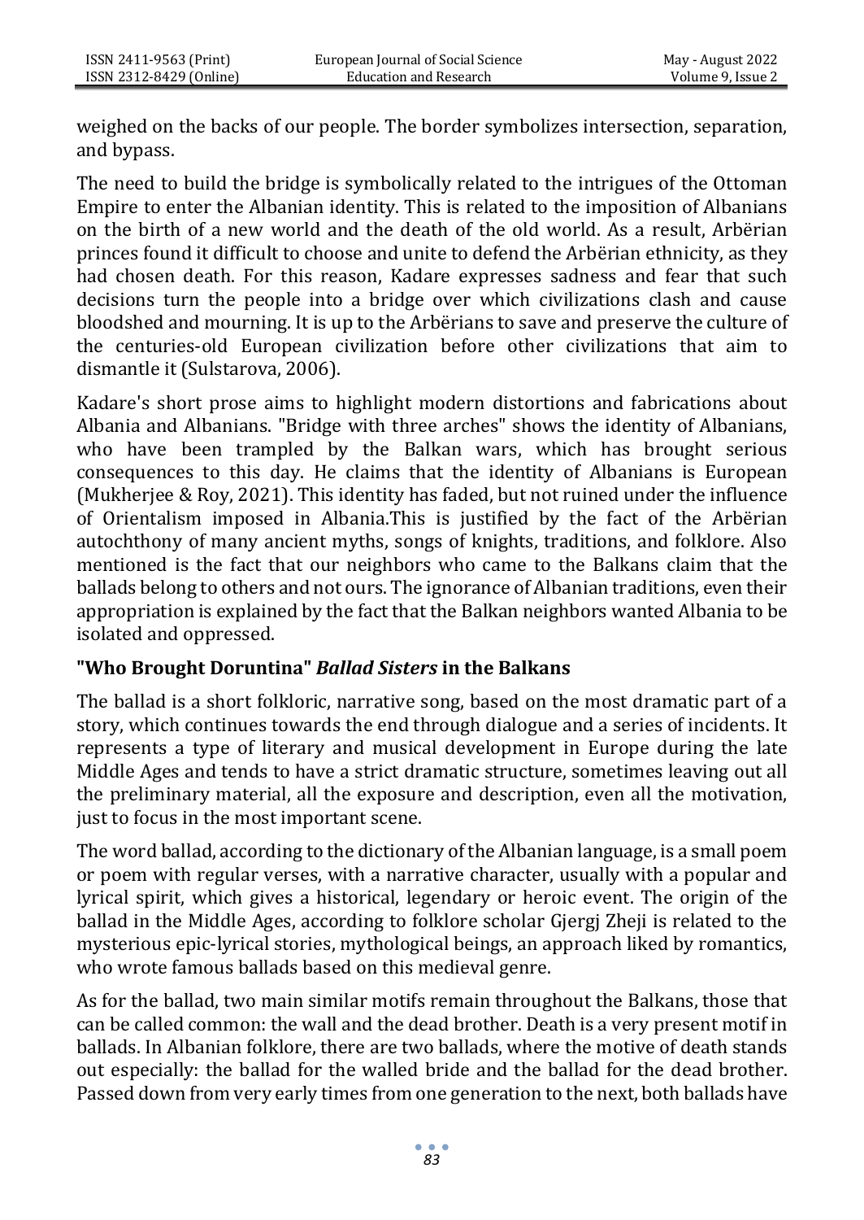weighed on the backs of our people. The border symbolizes intersection, separation, and bypass.

The need to build the bridge is symbolically related to the intrigues of the Ottoman Empire to enter the Albanian identity. This is related to the imposition of Albanians on the birth of a new world and the death of the old world. As a result, Arbërian princes found it difficult to choose and unite to defend the Arbërian ethnicity, as they had chosen death. For this reason, Kadare expresses sadness and fear that such decisions turn the people into a bridge over which civilizations clash and cause bloodshed and mourning. It is up to the Arbërians to save and preserve the culture of the centuries-old European civilization before other civilizations that aim to dismantle it (Sulstarova, 2006).

Kadare's short prose aims to highlight modern distortions and fabrications about Albania and Albanians. "Bridge with three arches" shows the identity of Albanians, who have been trampled by the Balkan wars, which has brought serious consequences to this day. He claims that the identity of Albanians is European (Mukherjee & Roy, 2021). This identity has faded, but not ruined under the influence of Orientalism imposed in Albania.This is justified by the fact of the Arbërian autochthony of many ancient myths, songs of knights, traditions, and folklore. Also mentioned is the fact that our neighbors who came to the Balkans claim that the ballads belong to others and not ours. The ignorance of Albanian traditions, even their appropriation is explained by the fact that the Balkan neighbors wanted Albania to be isolated and oppressed.

## "Who Brought Doruntina" *Ballad Sisters* in the Balkans

The ballad is a short folkloric, narrative song, based on the most dramatic part of a story, which continues towards the end through dialogue and a series of incidents. It represents a type of literary and musical development in Europe during the late Middle Ages and tends to have a strict dramatic structure, sometimes leaving out all the preliminary material, all the exposure and description, even all the motivation, just to focus in the most important scene.

The word ballad, according to the dictionary of the Albanian language, is a small poem or poem with regular verses, with a narrative character, usually with a popular and lyrical spirit, which gives a historical, legendary or heroic event. The origin of the ballad in the Middle Ages, according to folklore scholar Gjergj Zheji is related to the mysterious epic-lyrical stories, mythological beings, an approach liked by romantics, who wrote famous ballads based on this medieval genre.

As for the ballad, two main similar motifs remain throughout the Balkans, those that can be called common: the wall and the dead brother. Death is a very present motif in ballads. In Albanian folklore, there are two ballads, where the motive of death stands out especially: the ballad for the walled bride and the ballad for the dead brother. Passed down from very early times from one generation to the next, both ballads have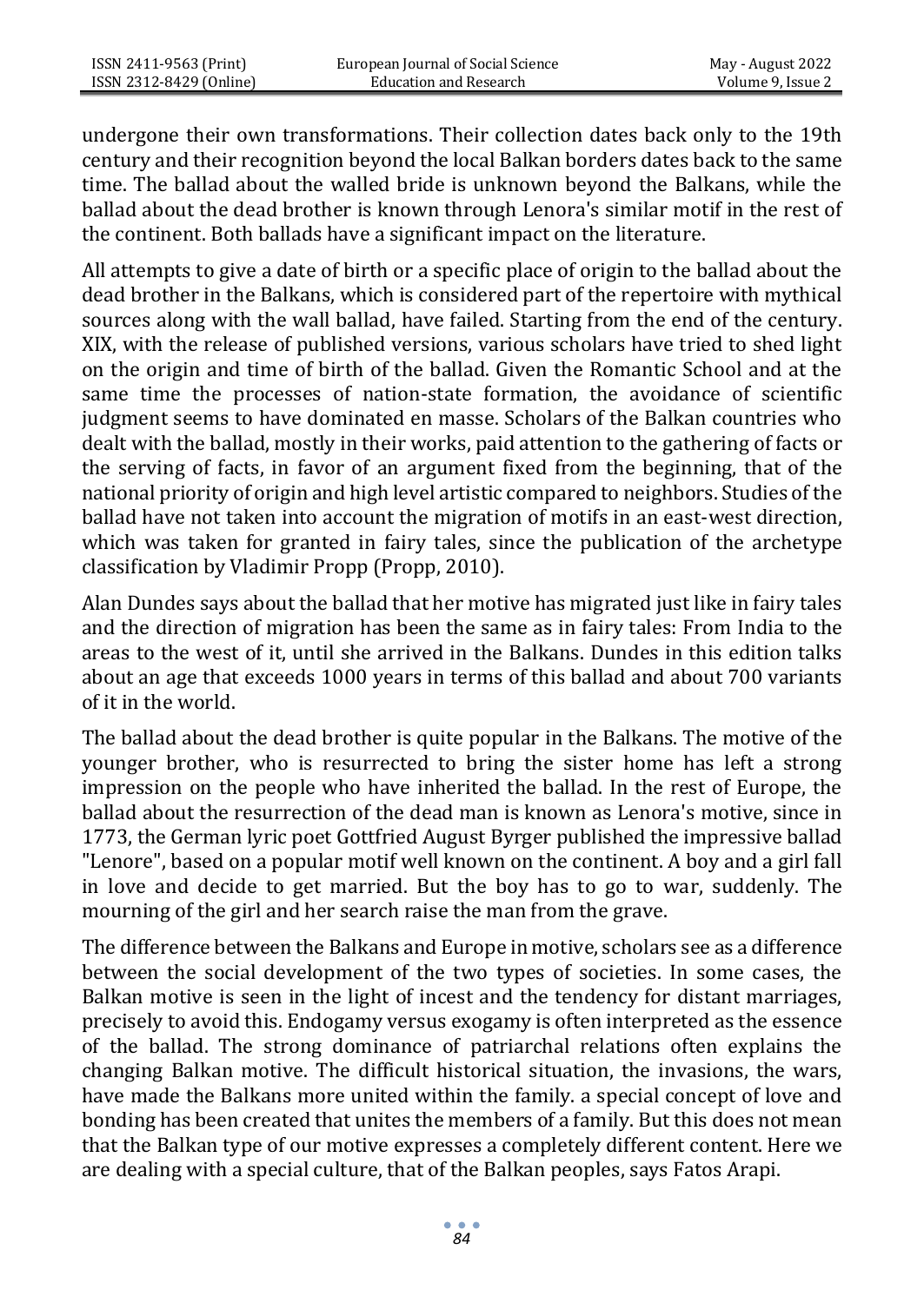undergone their own transformations. Their collection dates back only to the 19th century and their recognition beyond the local Balkan borders dates back to the same time. The ballad about the walled bride is unknown beyond the Balkans, while the ballad about the dead brother is known through Lenora's similar motif in the rest of the continent. Both ballads have a significant impact on the literature.

All attempts to give a date of birth or a specific place of origin to the ballad about the dead brother in the Balkans, which is considered part of the repertoire with mythical sources along with the wall ballad, have failed. Starting from the end of the century. XIX, with the release of published versions, various scholars have tried to shed light on the origin and time of birth of the ballad. Given the Romantic School and at the same time the processes of nation-state formation, the avoidance of scientific judgment seems to have dominated en masse. Scholars of the Balkan countries who dealt with the ballad, mostly in their works, paid attention to the gathering of facts or the serving of facts, in favor of an argument fixed from the beginning, that of the national priority of origin and high level artistic compared to neighbors. Studies of the ballad have not taken into account the migration of motifs in an east-west direction, which was taken for granted in fairy tales, since the publication of the archetype classification by Vladimir Propp (Propp, 2010).

Alan Dundes says about the ballad that her motive has migrated just like in fairy tales and the direction of migration has been the same as in fairy tales: From India to the areas to the west of it, until she arrived in the Balkans. Dundes in this edition talks about an age that exceeds 1000 years in terms of this ballad and about 700 variants of it in the world.

The ballad about the dead brother is quite popular in the Balkans. The motive of the younger brother, who is resurrected to bring the sister home has left a strong impression on the people who have inherited the ballad. In the rest of Europe, the ballad about the resurrection of the dead man is known as Lenora's motive, since in 1773, the German lyric poet Gottfried August Byrger published the impressive ballad "Lenore", based on a popular motif well known on the continent. A boy and a girl fall in love and decide to get married. But the boy has to go to war, suddenly. The mourning of the girl and her search raise the man from the grave.

The difference between the Balkans and Europe in motive, scholars see as a difference between the social development of the two types of societies. In some cases, the Balkan motive is seen in the light of incest and the tendency for distant marriages, precisely to avoid this. Endogamy versus exogamy is often interpreted as the essence of the ballad. The strong dominance of patriarchal relations often explains the changing Balkan motive. The difficult historical situation, the invasions, the wars, have made the Balkans more united within the family. a special concept of love and bonding has been created that unites the members of a family. But this does not mean that the Balkan type of our motive expresses a completely different content. Here we are dealing with a special culture, that of the Balkan peoples, says Fatos Arapi.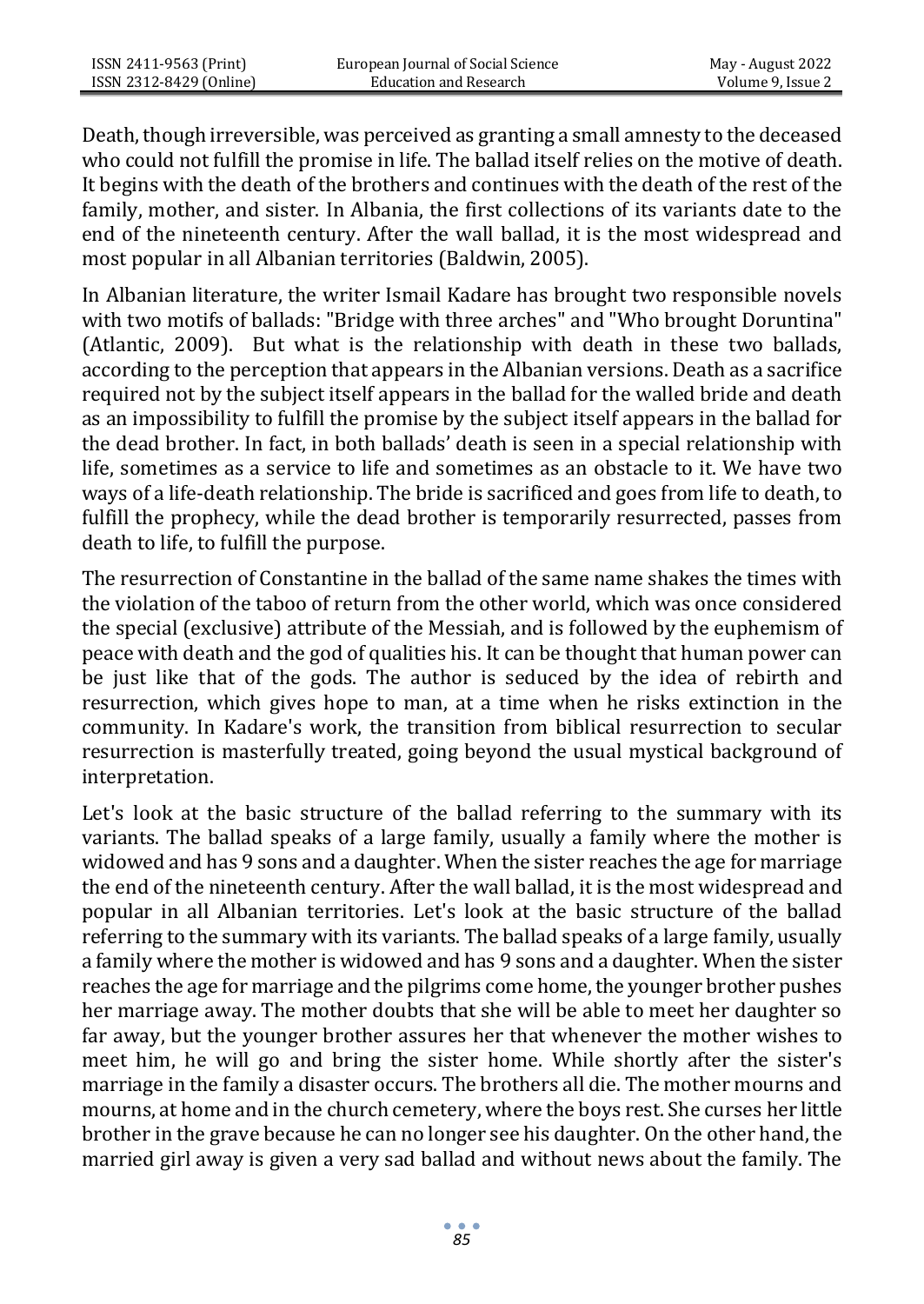Death, though irreversible, was perceived as granting a small amnesty to the deceased who could not fulfill the promise in life. The ballad itself relies on the motive of death. It begins with the death of the brothers and continues with the death of the rest of the family, mother, and sister. In Albania, the first collections of its variants date to the end of the nineteenth century. After the wall ballad, it is the most widespread and most popular in all Albanian territories (Baldwin, 2005).

In Albanian literature, the writer Ismail Kadare has brought two responsible novels with two motifs of ballads: "Bridge with three arches" and "Who brought Doruntina" (Atlantic, 2009). But what is the relationship with death in these two ballads, according to the perception that appears in the Albanian versions. Death as a sacrifice required not by the subject itself appears in the ballad for the walled bride and death as an impossibility to fulfill the promise by the subject itself appears in the ballad for the dead brother. In fact, in both ballads' death is seen in a special relationship with life, sometimes as a service to life and sometimes as an obstacle to it. We have two ways of a life-death relationship. The bride is sacrificed and goes from life to death, to fulfill the prophecy, while the dead brother is temporarily resurrected, passes from death to life, to fulfill the purpose.

The resurrection of Constantine in the ballad of the same name shakes the times with the violation of the taboo of return from the other world, which was once considered the special (exclusive) attribute of the Messiah, and is followed by the euphemism of peace with death and the god of qualities his. It can be thought that human power can be just like that of the gods. The author is seduced by the idea of rebirth and resurrection, which gives hope to man, at a time when he risks extinction in the community. In Kadare's work, the transition from biblical resurrection to secular resurrection is masterfully treated, going beyond the usual mystical background of interpretation.

Let's look at the basic structure of the ballad referring to the summary with its variants. The ballad speaks of a large family, usually a family where the mother is widowed and has 9 sons and a daughter. When the sister reaches the age for marriage the end of the nineteenth century. After the wall ballad, it is the most widespread and popular in all Albanian territories. Let's look at the basic structure of the ballad referring to the summary with its variants. The ballad speaks of a large family, usually a family where the mother is widowed and has 9 sons and a daughter. When the sister reaches the age for marriage and the pilgrims come home, the younger brother pushes her marriage away. The mother doubts that she will be able to meet her daughter so far away, but the younger brother assures her that whenever the mother wishes to meet him, he will go and bring the sister home. While shortly after the sister's marriage in the family a disaster occurs. The brothers all die. The mother mourns and mourns, at home and in the church cemetery, where the boys rest. She curses her little brother in the grave because he can no longer see his daughter. On the other hand, the married girl away is given a very sad ballad and without news about the family. The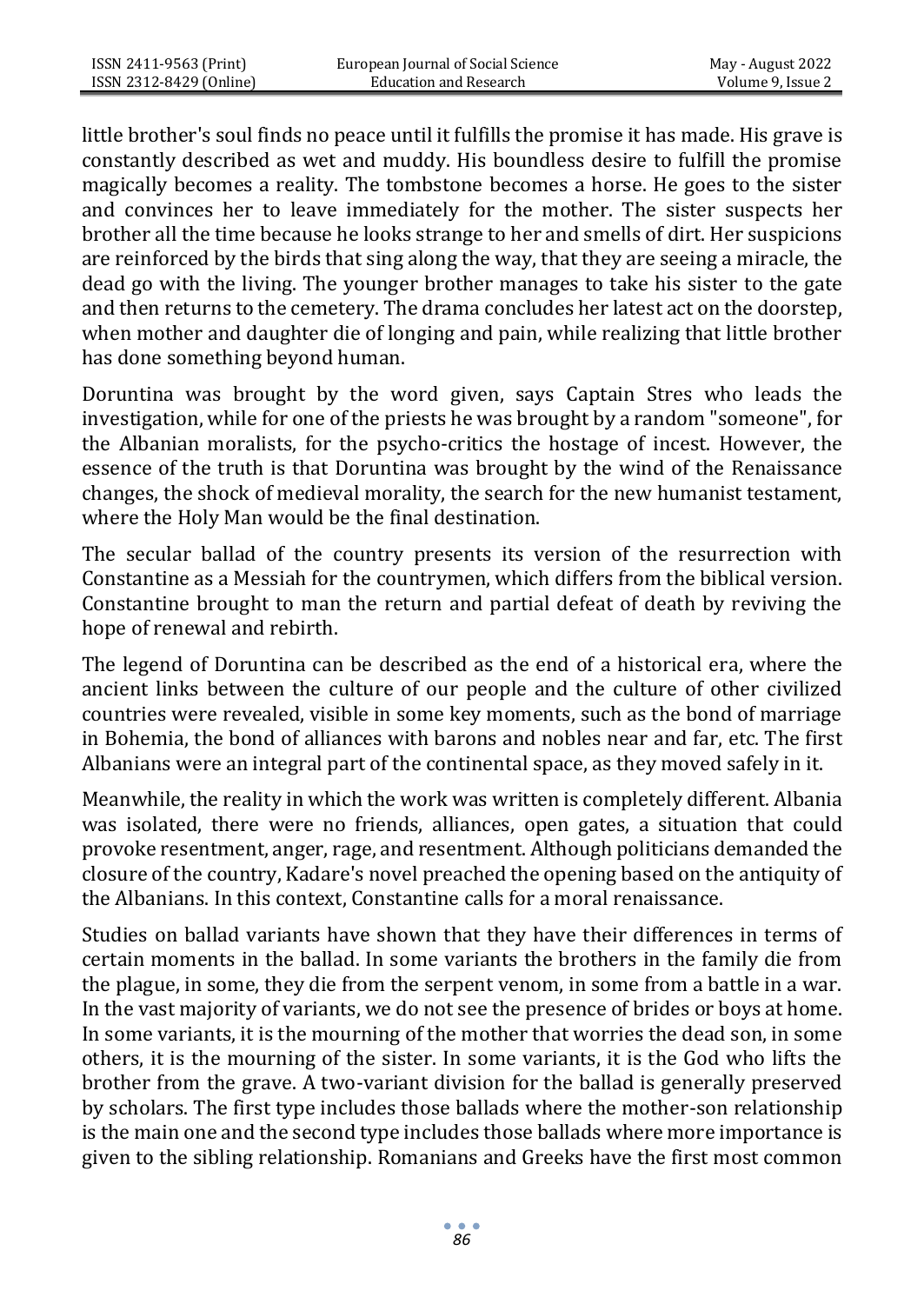little brother's soul finds no peace until it fulfills the promise it has made. His grave is constantly described as wet and muddy. His boundless desire to fulfill the promise magically becomes a reality. The tombstone becomes a horse. He goes to the sister and convinces her to leave immediately for the mother. The sister suspects her brother all the time because he looks strange to her and smells of dirt. Her suspicions are reinforced by the birds that sing along the way, that they are seeing a miracle, the dead go with the living. The younger brother manages to take his sister to the gate and then returns to the cemetery. The drama concludes her latest act on the doorstep, when mother and daughter die of longing and pain, while realizing that little brother has done something beyond human.

Doruntina was brought by the word given, says Captain Stres who leads the investigation, while for one of the priests he was brought by a random "someone", for the Albanian moralists, for the psycho-critics the hostage of incest. However, the essence of the truth is that Doruntina was brought by the wind of the Renaissance changes, the shock of medieval morality, the search for the new humanist testament, where the Holy Man would be the final destination.

The secular ballad of the country presents its version of the resurrection with Constantine as a Messiah for the countrymen, which differs from the biblical version. Constantine brought to man the return and partial defeat of death by reviving the hope of renewal and rebirth.

The legend of Doruntina can be described as the end of a historical era, where the ancient links between the culture of our people and the culture of other civilized countries were revealed, visible in some key moments, such as the bond of marriage in Bohemia, the bond of alliances with barons and nobles near and far, etc. The first Albanians were an integral part of the continental space, as they moved safely in it.

Meanwhile, the reality in which the work was written is completely different. Albania was isolated, there were no friends, alliances, open gates, a situation that could provoke resentment, anger, rage, and resentment. Although politicians demanded the closure of the country, Kadare's novel preached the opening based on the antiquity of the Albanians. In this context, Constantine calls for a moral renaissance.

Studies on ballad variants have shown that they have their differences in terms of certain moments in the ballad. In some variants the brothers in the family die from the plague, in some, they die from the serpent venom, in some from a battle in a war. In the vast majority of variants, we do not see the presence of brides or boys at home. In some variants, it is the mourning of the mother that worries the dead son, in some others, it is the mourning of the sister. In some variants, it is the God who lifts the brother from the grave. A two-variant division for the ballad is generally preserved by scholars. The first type includes those ballads where the mother-son relationship is the main one and the second type includes those ballads where more importance is given to the sibling relationship. Romanians and Greeks have the first most common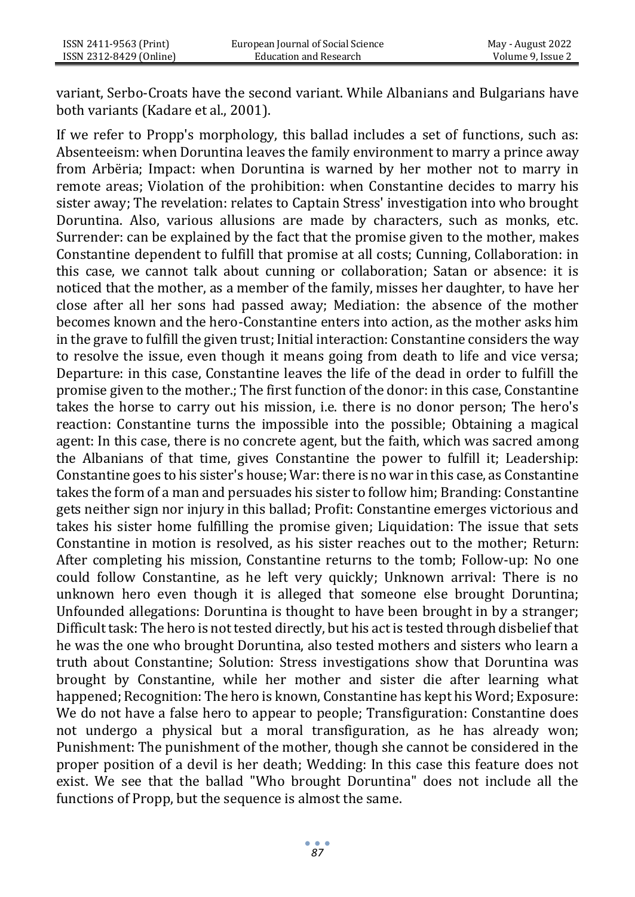variant, Serbo-Croats have the second variant. While Albanians and Bulgarians have both variants (Kadare et al., 2001).

If we refer to Propp's morphology, this ballad includes a set of functions, such as: Absenteeism: when Doruntina leaves the family environment to marry a prince away from Arbëria; Impact: when Doruntina is warned by her mother not to marry in remote areas; Violation of the prohibition: when Constantine decides to marry his sister away; The revelation: relates to Captain Stress' investigation into who brought Doruntina. Also, various allusions are made by characters, such as monks, etc. Surrender: can be explained by the fact that the promise given to the mother, makes Constantine dependent to fulfill that promise at all costs; Cunning, Collaboration: in this case, we cannot talk about cunning or collaboration; Satan or absence: it is noticed that the mother, as a member of the family, misses her daughter, to have her close after all her sons had passed away; Mediation: the absence of the mother becomes known and the hero-Constantine enters into action, as the mother asks him in the grave to fulfill the given trust; Initial interaction: Constantine considers the way to resolve the issue, even though it means going from death to life and vice versa; Departure: in this case, Constantine leaves the life of the dead in order to fulfill the promise given to the mother.; The first function of the donor: in this case, Constantine takes the horse to carry out his mission, i.e. there is no donor person; The hero's reaction: Constantine turns the impossible into the possible; Obtaining a magical agent: In this case, there is no concrete agent, but the faith, which was sacred among the Albanians of that time, gives Constantine the power to fulfill it; Leadership: Constantine goes to his sister's house; War: there is no war in this case, as Constantine takes the form of a man and persuades his sister to follow him; Branding: Constantine gets neither sign nor injury in this ballad; Profit: Constantine emerges victorious and takes his sister home fulfilling the promise given; Liquidation: The issue that sets Constantine in motion is resolved, as his sister reaches out to the mother; Return: After completing his mission, Constantine returns to the tomb; Follow-up: No one could follow Constantine, as he left very quickly; Unknown arrival: There is no unknown hero even though it is alleged that someone else brought Doruntina; Unfounded allegations: Doruntina is thought to have been brought in by a stranger; Difficult task: The hero is not tested directly, but his act is tested through disbelief that he was the one who brought Doruntina, also tested mothers and sisters who learn a truth about Constantine; Solution: Stress investigations show that Doruntina was brought by Constantine, while her mother and sister die after learning what happened; Recognition: The hero is known, Constantine has kept his Word; Exposure: We do not have a false hero to appear to people; Transfiguration: Constantine does not undergo a physical but a moral transfiguration, as he has already won; Punishment: The punishment of the mother, though she cannot be considered in the proper position of a devil is her death; Wedding: In this case this feature does not exist. We see that the ballad "Who brought Doruntina" does not include all the functions of Propp, but the sequence is almost the same.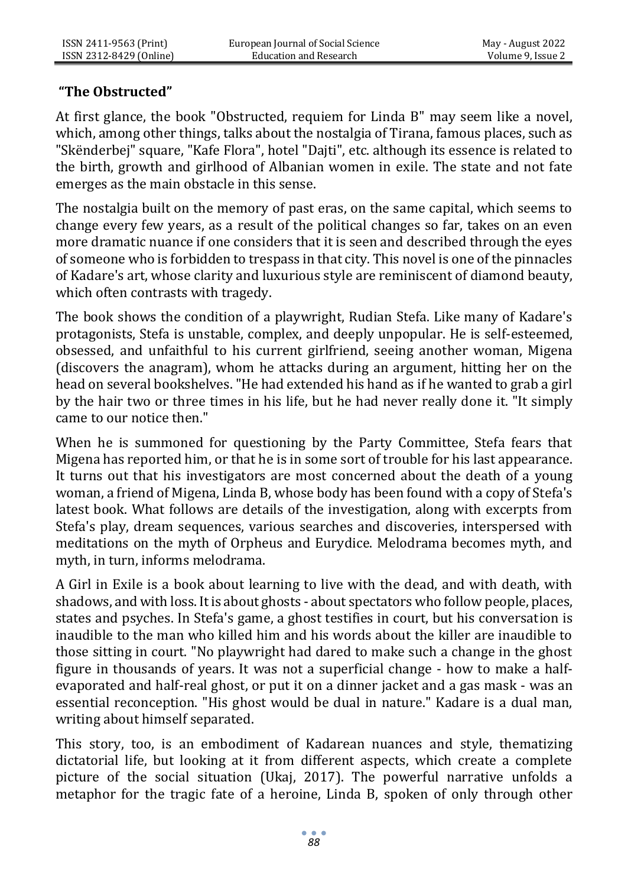**“The Obstructed”**

At first glance, the book "Obstructed, requiem for Linda B" may seem like a novel, which, among other things, talks about the nostalgia of Tirana, famous places, such as "Skënderbej" square, "Kafe Flora", hotel "Dajti", etc. although its essence is related to the birth, growth and girlhood of Albanian women in exile. The state and not fate emerges as the main obstacle in this sense.

The nostalgia built on the memory of past eras, on the same capital, which seems to change every few years, as a result of the political changes so far, takes on an even more dramatic nuance if one considers that it is seen and described through the eyes of someone who is forbidden to trespass in that city. This novel is one of the pinnacles of Kadare's art, whose clarity and luxurious style are reminiscent of diamond beauty, which often contrasts with tragedy.

The book shows the condition of a playwright, Rudian Stefa. Like many of Kadare's protagonists, Stefa is unstable, complex, and deeply unpopular. He is self-esteemed, obsessed, and unfaithful to his current girlfriend, seeing another woman, Migena (discovers the anagram), whom he attacks during an argument, hitting her on the head on several bookshelves. "He had extended his hand as if he wanted to grab a girl by the hair two or three times in his life, but he had never really done it. "It simply came to our notice then."

When he is summoned for questioning by the Party Committee, Stefa fears that Migena has reported him, or that he is in some sort of trouble for his last appearance. It turns out that his investigators are most concerned about the death of a young woman, a friend of Migena, Linda B, whose body has been found with a copy of Stefa's latest book. What follows are details of the investigation, along with excerpts from Stefa's play, dream sequences, various searches and discoveries, interspersed with meditations on the myth of Orpheus and Eurydice. Melodrama becomes myth, and myth, in turn, informs melodrama.

A Girl in Exile is a book about learning to live with the dead, and with death, with shadows, and with loss. It is about ghosts - about spectators who follow people, places, states and psyches. In Stefa's game, a ghost testifies in court, but his conversation is inaudible to the man who killed him and his words about the killer are inaudible to those sitting in court. "No playwright had dared to make such a change in the ghost figure in thousands of years. It was not a superficial change - how to make a half-evaporated and half-real ghost, or put it on a dinner jacket and a gas mask - was an essential reconception. "His ghost would be dual in nature." Kadare is a dual man, writing about himself separated.

This story, too, is an embodiment of Kadarean nuances and style, thematizing dictatorial life, but looking at it from different aspects, which create a complete picture of the social situation (Ukaj, 2017). The powerful narrative unfolds a metaphor for the tragic fate of a heroine, Linda B, spoken of only through other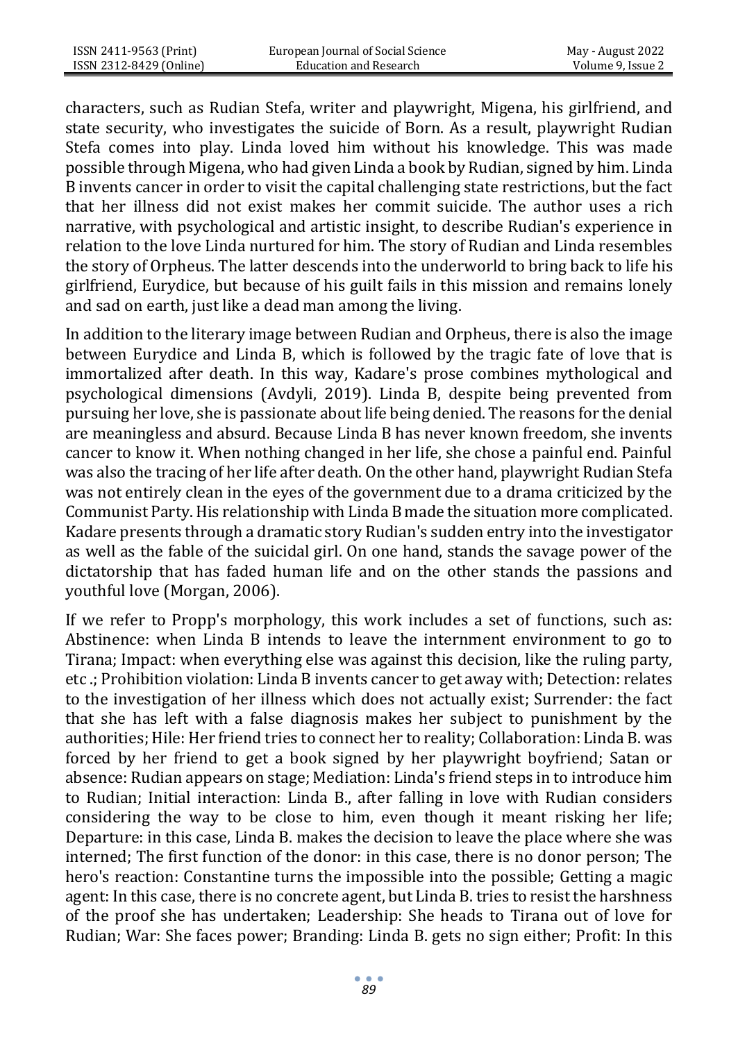characters, such as Rudian Stefa, writer and playwright, Migena, his girlfriend, and state security, who investigates the suicide of Born. As a result, playwright Rudian Stefa comes into play. Linda loved him without his knowledge. This was made possible through Migena, who had given Linda a book by Rudian, signed by him. Linda B invents cancer in order to visit the capital challenging state restrictions, but the fact that her illness did not exist makes her commit suicide. The author uses a rich narrative, with psychological and artistic insight, to describe Rudian's experience in relation to the love Linda nurtured for him. The story of Rudian and Linda resembles the story of Orpheus. The latter descends into the underworld to bring back to life his girlfriend, Eurydice, but because of his guilt fails in this mission and remains lonely and sad on earth, just like a dead man among the living.

In addition to the literary image between Rudian and Orpheus, there is also the image between Eurydice and Linda B, which is followed by the tragic fate of love that is immortalized after death. In this way, Kadare's prose combines mythological and psychological dimensions (Avdyli, 2019). Linda B, despite being prevented from pursuing her love, she is passionate about life being denied. The reasons for the denial are meaningless and absurd. Because Linda B has never known freedom, she invents cancer to know it. When nothing changed in her life, she chose a painful end. Painful was also the tracing of her life after death. On the other hand, playwright Rudian Stefa was not entirely clean in the eyes of the government due to a drama criticized by the Communist Party. His relationship with Linda B made the situation more complicated. Kadare presents through a dramatic story Rudian's sudden entry into the investigator as well as the fable of the suicidal girl. On one hand, stands the savage power of the dictatorship that has faded human life and on the other stands the passions and youthful love (Morgan, 2006).

If we refer to Propp's morphology, this work includes a set of functions, such as: Abstinence: when Linda B intends to leave the internment environment to go to Tirana; Impact: when everything else was against this decision, like the ruling party, etc .; Prohibition violation: Linda B invents cancer to get away with; Detection: relates to the investigation of her illness which does not actually exist; Surrender: the fact that she has left with a false diagnosis makes her subject to punishment by the authorities; Hile: Her friend tries to connect her to reality; Collaboration: Linda B. was forced by her friend to get a book signed by her playwright boyfriend; Satan or absence: Rudian appears on stage; Mediation: Linda's friend steps in to introduce him to Rudian; Initial interaction: Linda B., after falling in love with Rudian considers considering the way to be close to him, even though it meant risking her life; Departure: in this case, Linda B. makes the decision to leave the place where she was interned; The first function of the donor: in this case, there is no donor person; The hero's reaction: Constantine turns the impossible into the possible; Getting a magic agent: In this case, there is no concrete agent, but Linda B. tries to resist the harshness of the proof she has undertaken; Leadership: She heads to Tirana out of love for Rudian; War: She faces power; Branding: Linda B. gets no sign either; Profit: In this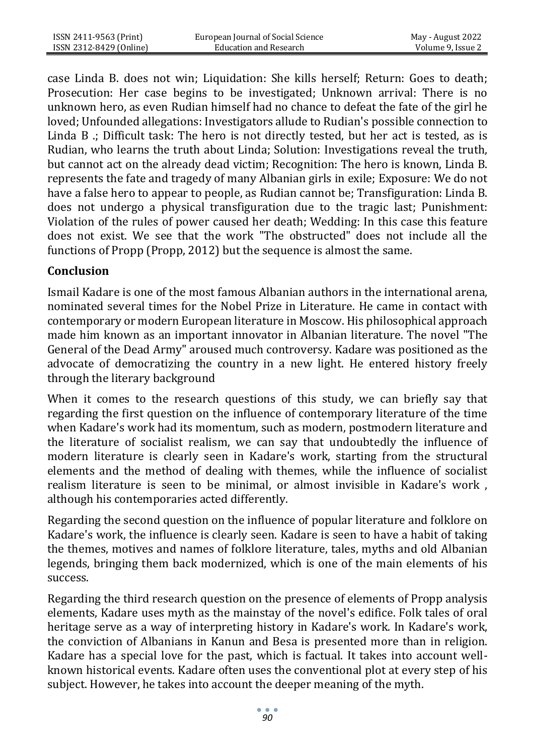case Linda B. does not win; Liquidation: She kills herself; Return: Goes to death; Prosecution: Her case begins to be investigated; Unknown arrival: There is no unknown hero, as even Rudian himself had no chance to defeat the fate of the girl he loved; Unfounded allegations: Investigators allude to Rudian's possible connection to Linda B .; Difficult task: The hero is not directly tested, but her act is tested, as is Rudian, who learns the truth about Linda; Solution: Investigations reveal the truth, but cannot act on the already dead victim; Recognition: The hero is known, Linda B. represents the fate and tragedy of many Albanian girls in exile; Exposure: We do not have a false hero to appear to people, as Rudian cannot be; Transfiguration: Linda B. does not undergo a physical transfiguration due to the tragic last; Punishment: Violation of the rules of power caused her death; Wedding: In this case this feature does not exist. We see that the work "The obstructed" does not include all the functions of Propp (Propp, 2012) but the sequence is almost the same.

## Conclusion

Ismail Kadare is one of the most famous Albanian authors in the international arena, nominated several times for the Nobel Prize in Literature. He came in contact with contemporary or modern European literature in Moscow. His philosophical approach made him known as an important innovator in Albanian literature. The novel "The General of the Dead Army" aroused much controversy. Kadare was positioned as the advocate of democratizing the country in a new light. He entered history freely through the literary background

When it comes to the research questions of this study, we can briefly say that regarding the first question on the influence of contemporary literature of the time when Kadare's work had its momentum, such as modern, postmodern literature and the literature of socialist realism, we can say that undoubtedly the influence of modern literature is clearly seen in Kadare's work, starting from the structural elements and the method of dealing with themes, while the influence of socialist realism literature is seen to be minimal, or almost invisible in Kadare's work , although his contemporaries acted differently.

Regarding the second question on the influence of popular literature and folklore on Kadare's work, the influence is clearly seen. Kadare is seen to have a habit of taking the themes, motives and names of folklore literature, tales, myths and old Albanian legends, bringing them back modernized, which is one of the main elements of his success.

Regarding the third research question on the presence of elements of Propp analysis elements, Kadare uses myth as the mainstay of the novel's edifice. Folk tales of oral heritage serve as a way of interpreting history in Kadare's work. In Kadare's work, the conviction of Albanians in Kanun and Besa is presented more than in religion. Kadare has a special love for the past, which is factual. It takes into account well-known historical events. Kadare often uses the conventional plot at every step of his subject. However, he takes into account the deeper meaning of the myth.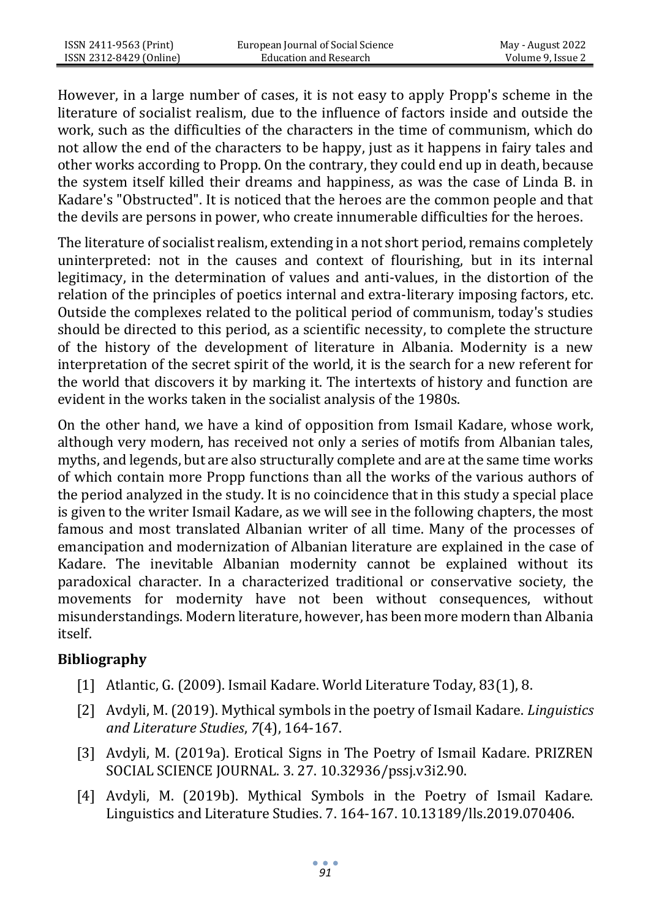However, in a large number of cases, it is not easy to apply Propp's scheme in the literature of socialist realism, due to the influence of factors inside and outside the work, such as the difficulties of the characters in the time of communism, which do not allow the end of the characters to be happy, just as it happens in fairy tales and other works according to Propp. On the contrary, they could end up in death, because the system itself killed their dreams and happiness, as was the case of Linda B. in Kadare's "Obstructed". It is noticed that the heroes are the common people and that the devils are persons in power, who create innumerable difficulties for the heroes.

The literature of socialist realism, extending in a not short period, remains completely uninterpreted: not in the causes and context of flourishing, but in its internal legitimacy, in the determination of values and anti-values, in the distortion of the relation of the principles of poetics internal and extra-literary imposing factors, etc. Outside the complexes related to the political period of communism, today's studies should be directed to this period, as a scientific necessity, to complete the structure of the history of the development of literature in Albania. Modernity is a new interpretation of the secret spirit of the world, it is the search for a new referent for the world that discovers it by marking it. The intertexts of history and function are evident in the works taken in the socialist analysis of the 1980s.

On the other hand, we have a kind of opposition from Ismail Kadare, whose work, although very modern, has received not only a series of motifs from Albanian tales, myths, and legends, but are also structurally complete and are at the same time works of which contain more Propp functions than all the works of the various authors of the period analyzed in the study. It is no coincidence that in this study a special place is given to the writer Ismail Kadare, as we will see in the following chapters, the most famous and most translated Albanian writer of all time. Many of the processes of emancipation and modernization of Albanian literature are explained in the case of Kadare. The inevitable Albanian modernity cannot be explained without its paradoxical character. In a characterized traditional or conservative society, the movements for modernity have not been without consequences, without misunderstandings. Modern literature, however, has been more modern than Albania itself.

## Bibliography

[1] Atlantic, G. (2009). Ismail Kadare. World Literature Today, 83(1), 8.

[2] Avdyli, M. (2019). Mythical symbols in the poetry of Ismail Kadare. *Linguistics and Literature Studies*, *7*(4), 164-167.

[3] Avdyli, M. (2019a). Erotical Signs in The Poetry of Ismail Kadare. PRIZREN SOCIAL SCIENCE JOURNAL. 3. 27. 10.32936/pssj.v3i2.90.

[4] Avdyli, M. (2019b). Mythical Symbols in the Poetry of Ismail Kadare. Linguistics and Literature Studies. 7. 164-167. 10.13189/lls.2019.070406.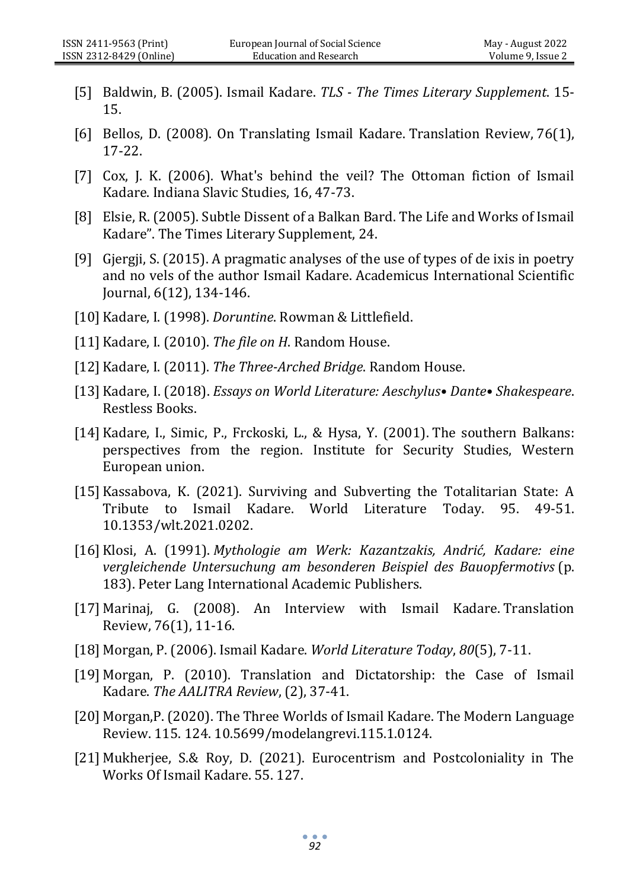[5] Baldwin, B. (2005). Ismail Kadare. *TLS - The Times Literary Supplement*. 15-15.

[6] Bellos, D. (2008). On Translating Ismail Kadare. Translation Review, 76(1), 17-22.

[7] Cox, J. K. (2006). What's behind the veil? The Ottoman fiction of Ismail Kadare. Indiana Slavic Studies, 16, 47-73.

[8] Elsie, R. (2005). Subtle Dissent of a Balkan Bard. The Life and Works of Ismail Kadare". The Times Literary Supplement, 24.

[9] Gjergji, S. (2015). A pragmatic analyses of the use of types of de ixis in poetry and no vels of the author Ismail Kadare. Academicus International Scientific Journal, 6(12), 134-146.

[10] Kadare, I. (1998). *Doruntine*. Rowman & Littlefield.

[11] Kadare, I. (2010). *The file on H*. Random House.

[12] Kadare, I. (2011). *The Three-Arched Bridge*. Random House.

[13] Kadare, I. (2018). *Essays on World Literature: Aeschylus• Dante• Shakespeare*. Restless Books.

[14] Kadare, I., Simic, P., Frckoski, L., & Hysa, Y. (2001). The southern Balkans: perspectives from the region. Institute for Security Studies, Western European union.

[15] Kassabova, K. (2021). Surviving and Subverting the Totalitarian State: A Tribute to Ismail Kadare. World Literature Today. 95. 49-51. 10.1353/wlt.2021.0202.

[16] Klosi, A. (1991). *Mythologie am Werk: Kazantzakis, Andrić, Kadare: eine vergleichende Untersuchung am besonderen Beispiel des Bauopfermotivs* (p. 183). Peter Lang International Academic Publishers.

[17] Marinaj, G. (2008). An Interview with Ismail Kadare. Translation Review, 76(1), 11-16.

[18] Morgan, P. (2006). Ismail Kadare. *World Literature Today*, *80*(5), 7-11.

[19] Morgan, P. (2010). Translation and Dictatorship: the Case of Ismail Kadare. *The AALITRA Review*, (2), 37-41.

[20] Morgan,P. (2020). The Three Worlds of Ismail Kadare. The Modern Language Review. 115. 124. 10.5699/modelangrevi.115.1.0124.

[21] Mukherjee, S.& Roy, D. (2021). Eurocentrism and Postcoloniality in The Works Of Ismail Kadare. 55. 127.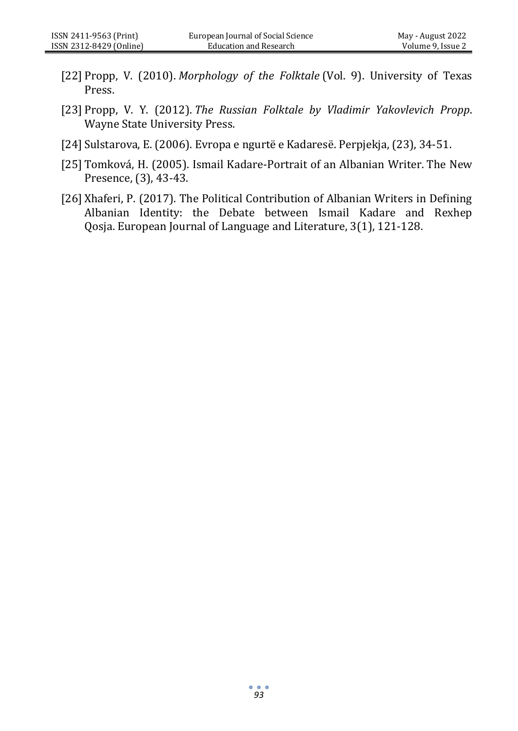[22] Propp, V. (2010). *Morphology of the Folktale* (Vol. 9). University of Texas Press.

[23] Propp, V. Y. (2012). *The Russian Folktale by Vladimir Yakovlevich Propp*. Wayne State University Press.

[24] Sulstarova, E. (2006). Evropa e ngurtë e Kadaresë. Perpjekja, (23), 34-51.

[25] Tomková, H. (2005). Ismail Kadare-Portrait of an Albanian Writer. The New Presence, (3), 43-43.

[26] Xhaferi, P. (2017). The Political Contribution of Albanian Writers in Defining Albanian Identity: the Debate between Ismail Kadare and Rexhep Qosja. European Journal of Language and Literature, 3(1), 121-128.